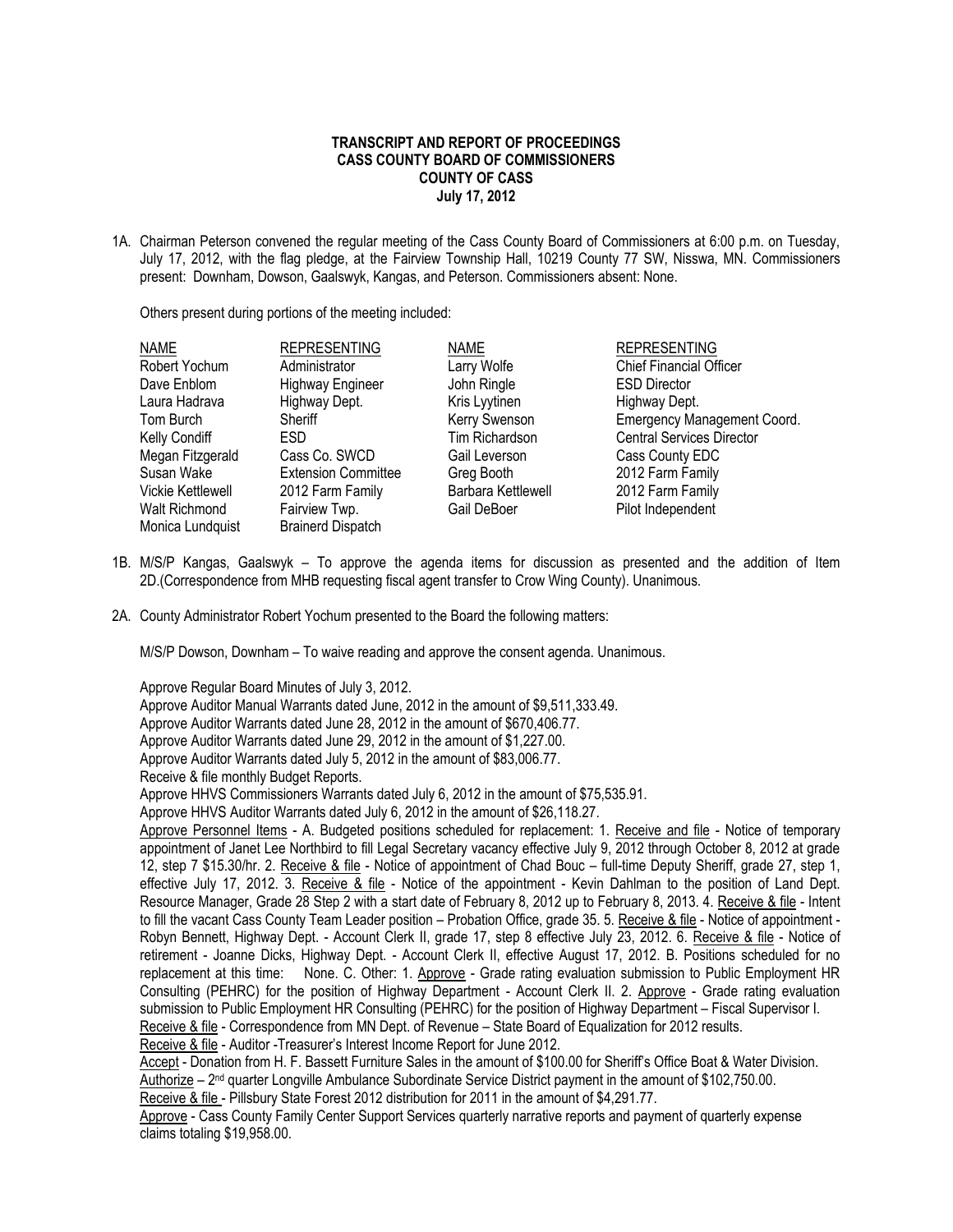**TRANSCRIPT AND REPORT OF PROCEEDINGS**
**CASS COUNTY BOARD OF COMMISSIONERS**
**COUNTY OF CASS**
**July 17, 2012**

1A. Chairman Peterson convened the regular meeting of the Cass County Board of Commissioners at 6:00 p.m. on Tuesday, July 17, 2012, with the flag pledge, at the Fairview Township Hall, 10219 County 77 SW, Nisswa, MN. Commissioners present: Downham, Dowson, Gaalswyk, Kangas, and Peterson. Commissioners absent: None.

Others present during portions of the meeting included:

| NAME | REPRESENTING | NAME | REPRESENTING |
|---|---|---|---|
| Robert Yochum | Administrator | Larry Wolfe | Chief Financial Officer |
| Dave Enblom | Highway Engineer | John Ringle | ESD Director |
| Laura Hadrava | Highway Dept. | Kris Lyytinen | Highway Dept. |
| Tom Burch | Sheriff | Kerry Swenson | Emergency Management Coord. |
| Kelly Condiff | ESD | Tim Richardson | Central Services Director |
| Megan Fitzgerald | Cass Co. SWCD | Gail Leverson | Cass County EDC |
| Susan Wake | Extension Committee | Greg Booth | 2012 Farm Family |
| Vickie Kettlewell | 2012 Farm Family | Barbara Kettlewell | 2012 Farm Family |
| Walt Richmond | Fairview Twp. | Gail DeBoer | Pilot Independent |
| Monica Lundquist | Brainerd Dispatch | | |

1B. M/S/P Kangas, Gaalswyk – To approve the agenda items for discussion as presented and the addition of Item 2D.(Correspondence from MHB requesting fiscal agent transfer to Crow Wing County). Unanimous.

2A. County Administrator Robert Yochum presented to the Board the following matters:

M/S/P Dowson, Downham – To waive reading and approve the consent agenda. Unanimous.

Approve Regular Board Minutes of July 3, 2012.
Approve Auditor Manual Warrants dated June, 2012 in the amount of $9,511,333.49.
Approve Auditor Warrants dated June 28, 2012 in the amount of $670,406.77.
Approve Auditor Warrants dated June 29, 2012 in the amount of $1,227.00.
Approve Auditor Warrants dated July 5, 2012 in the amount of $83,006.77.
Receive & file monthly Budget Reports.
Approve HHVS Commissioners Warrants dated July 6, 2012 in the amount of $75,535.91.
Approve HHVS Auditor Warrants dated July 6, 2012 in the amount of $26,118.27.
Approve Personnel Items - A. Budgeted positions scheduled for replacement: 1. Receive and file - Notice of temporary appointment of Janet Lee Northbird to fill Legal Secretary vacancy effective July 9, 2012 through October 8, 2012 at grade 12, step 7 $15.30/hr. 2. Receive & file - Notice of appointment of Chad Bouc – full-time Deputy Sheriff, grade 27, step 1, effective July 17, 2012. 3. Receive & file - Notice of the appointment - Kevin Dahlman to the position of Land Dept. Resource Manager, Grade 28 Step 2 with a start date of February 8, 2012 up to February 8, 2013. 4. Receive & file - Intent to fill the vacant Cass County Team Leader position – Probation Office, grade 35. 5. Receive & file - Notice of appointment - Robyn Bennett, Highway Dept. - Account Clerk II, grade 17, step 8 effective July 23, 2012. 6. Receive & file - Notice of retirement - Joanne Dicks, Highway Dept. - Account Clerk II, effective August 17, 2012. B. Positions scheduled for no replacement at this time: None. C. Other: 1. Approve - Grade rating evaluation submission to Public Employment HR Consulting (PEHRC) for the position of Highway Department - Account Clerk II. 2. Approve - Grade rating evaluation submission to Public Employment HR Consulting (PEHRC) for the position of Highway Department – Fiscal Supervisor I.
Receive & file - Correspondence from MN Dept. of Revenue – State Board of Equalization for 2012 results.
Receive & file - Auditor -Treasurer's Interest Income Report for June 2012.
Accept - Donation from H. F. Bassett Furniture Sales in the amount of $100.00 for Sheriff's Office Boat & Water Division.
Authorize – 2nd quarter Longville Ambulance Subordinate Service District payment in the amount of $102,750.00.
Receive & file - Pillsbury State Forest 2012 distribution for 2011 in the amount of $4,291.77.
Approve - Cass County Family Center Support Services quarterly narrative reports and payment of quarterly expense claims totaling $19,958.00.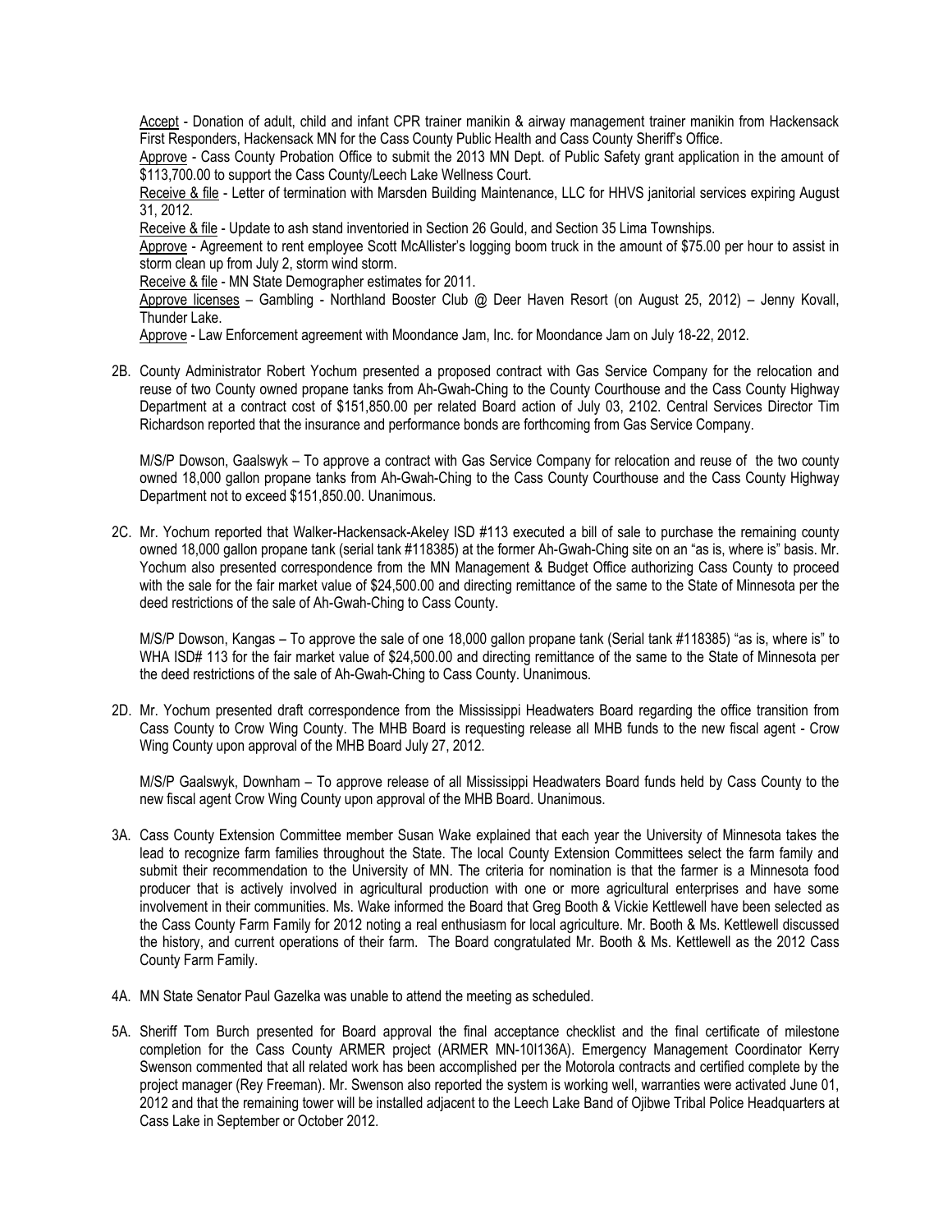Accept - Donation of adult, child and infant CPR trainer manikin & airway management trainer manikin from Hackensack First Responders, Hackensack MN for the Cass County Public Health and Cass County Sheriff's Office.

Approve - Cass County Probation Office to submit the 2013 MN Dept. of Public Safety grant application in the amount of $113,700.00 to support the Cass County/Leech Lake Wellness Court.

Receive & file - Letter of termination with Marsden Building Maintenance, LLC for HHVS janitorial services expiring August 31, 2012.

Receive & file - Update to ash stand inventoried in Section 26 Gould, and Section 35 Lima Townships.

Approve - Agreement to rent employee Scott McAllister's logging boom truck in the amount of $75.00 per hour to assist in storm clean up from July 2, storm wind storm.

Receive & file - MN State Demographer estimates for 2011.

Approve licenses – Gambling - Northland Booster Club @ Deer Haven Resort (on August 25, 2012) – Jenny Kovall, Thunder Lake.

Approve - Law Enforcement agreement with Moondance Jam, Inc. for Moondance Jam on July 18-22, 2012.

2B. County Administrator Robert Yochum presented a proposed contract with Gas Service Company for the relocation and reuse of two County owned propane tanks from Ah-Gwah-Ching to the County Courthouse and the Cass County Highway Department at a contract cost of $151,850.00 per related Board action of July 03, 2102. Central Services Director Tim Richardson reported that the insurance and performance bonds are forthcoming from Gas Service Company.

M/S/P Dowson, Gaalswyk – To approve a contract with Gas Service Company for relocation and reuse of the two county owned 18,000 gallon propane tanks from Ah-Gwah-Ching to the Cass County Courthouse and the Cass County Highway Department not to exceed $151,850.00. Unanimous.

2C. Mr. Yochum reported that Walker-Hackensack-Akeley ISD #113 executed a bill of sale to purchase the remaining county owned 18,000 gallon propane tank (serial tank #118385) at the former Ah-Gwah-Ching site on an "as is, where is" basis. Mr. Yochum also presented correspondence from the MN Management & Budget Office authorizing Cass County to proceed with the sale for the fair market value of $24,500.00 and directing remittance of the same to the State of Minnesota per the deed restrictions of the sale of Ah-Gwah-Ching to Cass County.

M/S/P Dowson, Kangas – To approve the sale of one 18,000 gallon propane tank (Serial tank #118385) "as is, where is" to WHA ISD# 113 for the fair market value of $24,500.00 and directing remittance of the same to the State of Minnesota per the deed restrictions of the sale of Ah-Gwah-Ching to Cass County. Unanimous.

2D. Mr. Yochum presented draft correspondence from the Mississippi Headwaters Board regarding the office transition from Cass County to Crow Wing County. The MHB Board is requesting release all MHB funds to the new fiscal agent - Crow Wing County upon approval of the MHB Board July 27, 2012.

M/S/P Gaalswyk, Downham – To approve release of all Mississippi Headwaters Board funds held by Cass County to the new fiscal agent Crow Wing County upon approval of the MHB Board. Unanimous.

3A. Cass County Extension Committee member Susan Wake explained that each year the University of Minnesota takes the lead to recognize farm families throughout the State. The local County Extension Committees select the farm family and submit their recommendation to the University of MN. The criteria for nomination is that the farmer is a Minnesota food producer that is actively involved in agricultural production with one or more agricultural enterprises and have some involvement in their communities. Ms. Wake informed the Board that Greg Booth & Vickie Kettlewell have been selected as the Cass County Farm Family for 2012 noting a real enthusiasm for local agriculture. Mr. Booth & Ms. Kettlewell discussed the history, and current operations of their farm. The Board congratulated Mr. Booth & Ms. Kettlewell as the 2012 Cass County Farm Family.

4A. MN State Senator Paul Gazelka was unable to attend the meeting as scheduled.

5A. Sheriff Tom Burch presented for Board approval the final acceptance checklist and the final certificate of milestone completion for the Cass County ARMER project (ARMER MN-10I136A). Emergency Management Coordinator Kerry Swenson commented that all related work has been accomplished per the Motorola contracts and certified complete by the project manager (Rey Freeman). Mr. Swenson also reported the system is working well, warranties were activated June 01, 2012 and that the remaining tower will be installed adjacent to the Leech Lake Band of Ojibwe Tribal Police Headquarters at Cass Lake in September or October 2012.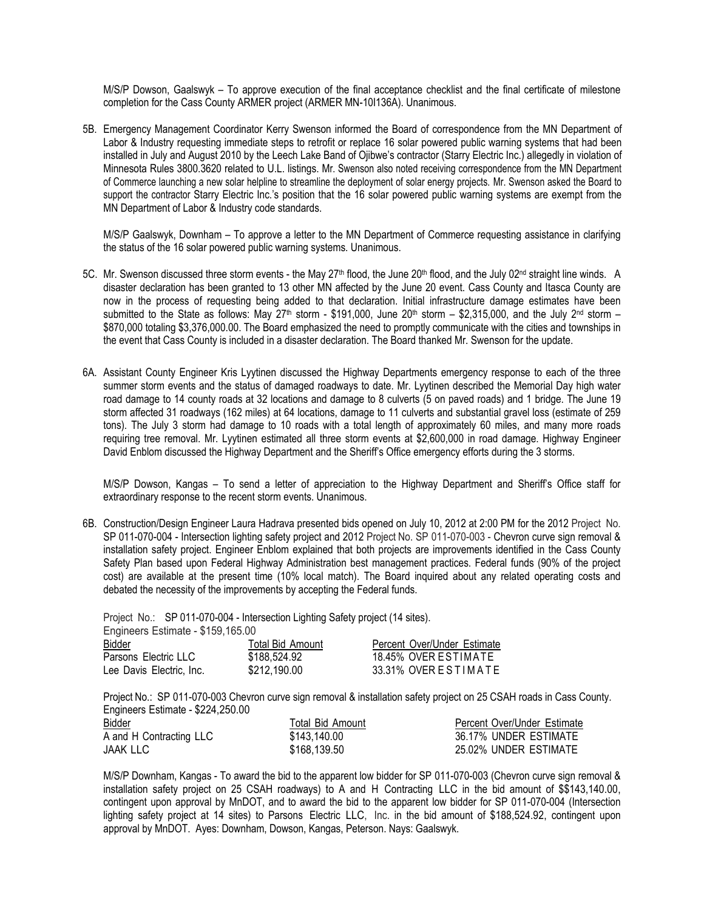M/S/P Dowson, Gaalswyk – To approve execution of the final acceptance checklist and the final certificate of milestone completion for the Cass County ARMER project (ARMER MN-10I136A). Unanimous.

5B. Emergency Management Coordinator Kerry Swenson informed the Board of correspondence from the MN Department of Labor & Industry requesting immediate steps to retrofit or replace 16 solar powered public warning systems that had been installed in July and August 2010 by the Leech Lake Band of Ojibwe's contractor (Starry Electric Inc.) allegedly in violation of Minnesota Rules 3800.3620 related to U.L. listings. Mr. Swenson also noted receiving correspondence from the MN Department of Commerce launching a new solar helpline to streamline the deployment of solar energy projects. Mr. Swenson asked the Board to support the contractor Starry Electric Inc.'s position that the 16 solar powered public warning systems are exempt from the MN Department of Labor & Industry code standards.

M/S/P Gaalswyk, Downham – To approve a letter to the MN Department of Commerce requesting assistance in clarifying the status of the 16 solar powered public warning systems. Unanimous.

5C. Mr. Swenson discussed three storm events - the May 27th flood, the June 20th flood, and the July 02nd straight line winds. A disaster declaration has been granted to 13 other MN affected by the June 20 event. Cass County and Itasca County are now in the process of requesting being added to that declaration. Initial infrastructure damage estimates have been submitted to the State as follows: May 27th storm - $191,000, June 20th storm – $2,315,000, and the July 2nd storm – $870,000 totaling $3,376,000.00. The Board emphasized the need to promptly communicate with the cities and townships in the event that Cass County is included in a disaster declaration. The Board thanked Mr. Swenson for the update.

6A. Assistant County Engineer Kris Lyytinen discussed the Highway Departments emergency response to each of the three summer storm events and the status of damaged roadways to date. Mr. Lyytinen described the Memorial Day high water road damage to 14 county roads at 32 locations and damage to 8 culverts (5 on paved roads) and 1 bridge. The June 19 storm affected 31 roadways (162 miles) at 64 locations, damage to 11 culverts and substantial gravel loss (estimate of 259 tons). The July 3 storm had damage to 10 roads with a total length of approximately 60 miles, and many more roads requiring tree removal. Mr. Lyytinen estimated all three storm events at $2,600,000 in road damage. Highway Engineer David Enblom discussed the Highway Department and the Sheriff's Office emergency efforts during the 3 storms.

M/S/P Dowson, Kangas – To send a letter of appreciation to the Highway Department and Sheriff's Office staff for extraordinary response to the recent storm events. Unanimous.

6B. Construction/Design Engineer Laura Hadrava presented bids opened on July 10, 2012 at 2:00 PM for the 2012 Project No. SP 011-070-004 - Intersection lighting safety project and 2012 Project No. SP 011-070-003 - Chevron curve sign removal & installation safety project. Engineer Enblom explained that both projects are improvements identified in the Cass County Safety Plan based upon Federal Highway Administration best management practices. Federal funds (90% of the project cost) are available at the present time (10% local match). The Board inquired about any related operating costs and debated the necessity of the improvements by accepting the Federal funds.

Project No.: SP 011-070-004 - Intersection Lighting Safety project (14 sites).
Engineers Estimate - $159,165.00

| Bidder | Total Bid Amount | Percent Over/Under Estimate |
|---|---|---|
| Parsons Electric LLC | $188,524.92 | 18.45% OVER ESTIMATE |
| Lee Davis Electric, Inc. | $212,190.00 | 33.31% OVER ESTIMATE |

Project No.: SP 011-070-003 Chevron curve sign removal & installation safety project on 25 CSAH roads in Cass County.
Engineers Estimate - $224,250.00

| Bidder | Total Bid Amount | Percent Over/Under Estimate |
|---|---|---|
| A and H Contracting LLC | $143,140.00 | 36.17% UNDER ESTIMATE |
| JAAK LLC | $168,139.50 | 25.02% UNDER ESTIMATE |

M/S/P Downham, Kangas - To award the bid to the apparent low bidder for SP 011-070-003 (Chevron curve sign removal & installation safety project on 25 CSAH roadways) to A and H Contracting LLC in the bid amount of $$143,140.00, contingent upon approval by MnDOT, and to award the bid to the apparent low bidder for SP 011-070-004 (Intersection lighting safety project at 14 sites) to Parsons Electric LLC, Inc. in the bid amount of $188,524.92, contingent upon approval by MnDOT. Ayes: Downham, Dowson, Kangas, Peterson. Nays: Gaalswyk.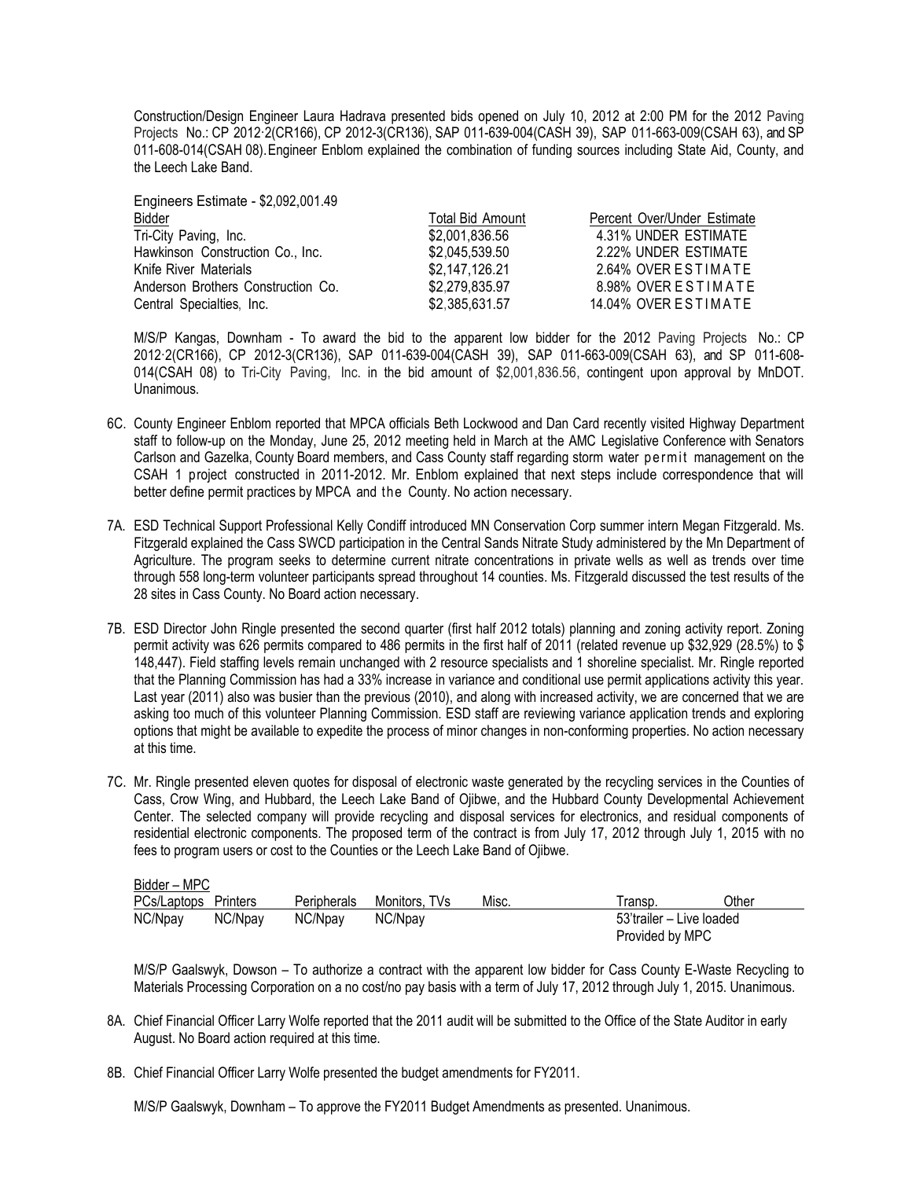Construction/Design Engineer Laura Hadrava presented bids opened on July 10, 2012 at 2:00 PM for the 2012 Paving Projects No.: CP 2012·2(CR166), CP 2012-3(CR136), SAP 011-639-004(CASH 39), SAP 011-663-009(CSAH 63), and SP 011-608-014(CSAH 08). Engineer Enblom explained the combination of funding sources including State Aid, County, and the Leech Lake Band.

Engineers Estimate - $2,092,001.49

| Bidder | Total Bid Amount | Percent Over/Under Estimate |
|---|---|---|
| Tri-City Paving, Inc. | $2,001,836.56 | 4.31% UNDER ESTIMATE |
| Hawkinson Construction Co., Inc. | $2,045,539.50 | 2.22% UNDER ESTIMATE |
| Knife River Materials | $2,147,126.21 | 2.64% OVER ESTIMATE |
| Anderson Brothers Construction Co. | $2,279,835.97 | 8.98% OVER ESTIMATE |
| Central Specialties, Inc. | $2,385,631.57 | 14.04% OVER ESTIMATE |

M/S/P Kangas, Downham - To award the bid to the apparent low bidder for the 2012 Paving Projects No.: CP 2012·2(CR166), CP 2012-3(CR136), SAP 011-639-004(CASH 39), SAP 011-663-009(CSAH 63), and SP 011-608-014(CSAH 08) to Tri-City Paving, Inc. in the bid amount of $2,001,836.56, contingent upon approval by MnDOT. Unanimous.

6C. County Engineer Enblom reported that MPCA officials Beth Lockwood and Dan Card recently visited Highway Department staff to follow-up on the Monday, June 25, 2012 meeting held in March at the AMC Legislative Conference with Senators Carlson and Gazelka, County Board members, and Cass County staff regarding storm water permit management on the CSAH 1 project constructed in 2011-2012. Mr. Enblom explained that next steps include correspondence that will better define permit practices by MPCA and the County. No action necessary.

7A. ESD Technical Support Professional Kelly Condiff introduced MN Conservation Corp summer intern Megan Fitzgerald. Ms. Fitzgerald explained the Cass SWCD participation in the Central Sands Nitrate Study administered by the Mn Department of Agriculture. The program seeks to determine current nitrate concentrations in private wells as well as trends over time through 558 long-term volunteer participants spread throughout 14 counties. Ms. Fitzgerald discussed the test results of the 28 sites in Cass County. No Board action necessary.

7B. ESD Director John Ringle presented the second quarter (first half 2012 totals) planning and zoning activity report. Zoning permit activity was 626 permits compared to 486 permits in the first half of 2011 (related revenue up $32,929 (28.5%) to $ 148,447). Field staffing levels remain unchanged with 2 resource specialists and 1 shoreline specialist. Mr. Ringle reported that the Planning Commission has had a 33% increase in variance and conditional use permit applications activity this year. Last year (2011) also was busier than the previous (2010), and along with increased activity, we are concerned that we are asking too much of this volunteer Planning Commission. ESD staff are reviewing variance application trends and exploring options that might be available to expedite the process of minor changes in non-conforming properties. No action necessary at this time.

7C. Mr. Ringle presented eleven quotes for disposal of electronic waste generated by the recycling services in the Counties of Cass, Crow Wing, and Hubbard, the Leech Lake Band of Ojibwe, and the Hubbard County Developmental Achievement Center. The selected company will provide recycling and disposal services for electronics, and residual components of residential electronic components. The proposed term of the contract is from July 17, 2012 through July 1, 2015 with no fees to program users or cost to the Counties or the Leech Lake Band of Ojibwe.

Bidder – MPC

| PCs/Laptops | Printers | Peripherals | Monitors, TVs | Misc. | Transp. | Other |
|---|---|---|---|---|---|---|
| NC/Npay | NC/Npay | NC/Npay | NC/Npay | | 53'trailer – Live loaded Provided by MPC | |

M/S/P Gaalswyk, Dowson – To authorize a contract with the apparent low bidder for Cass County E-Waste Recycling to Materials Processing Corporation on a no cost/no pay basis with a term of July 17, 2012 through July 1, 2015. Unanimous.

8A. Chief Financial Officer Larry Wolfe reported that the 2011 audit will be submitted to the Office of the State Auditor in early August. No Board action required at this time.

8B. Chief Financial Officer Larry Wolfe presented the budget amendments for FY2011.

M/S/P Gaalswyk, Downham – To approve the FY2011 Budget Amendments as presented. Unanimous.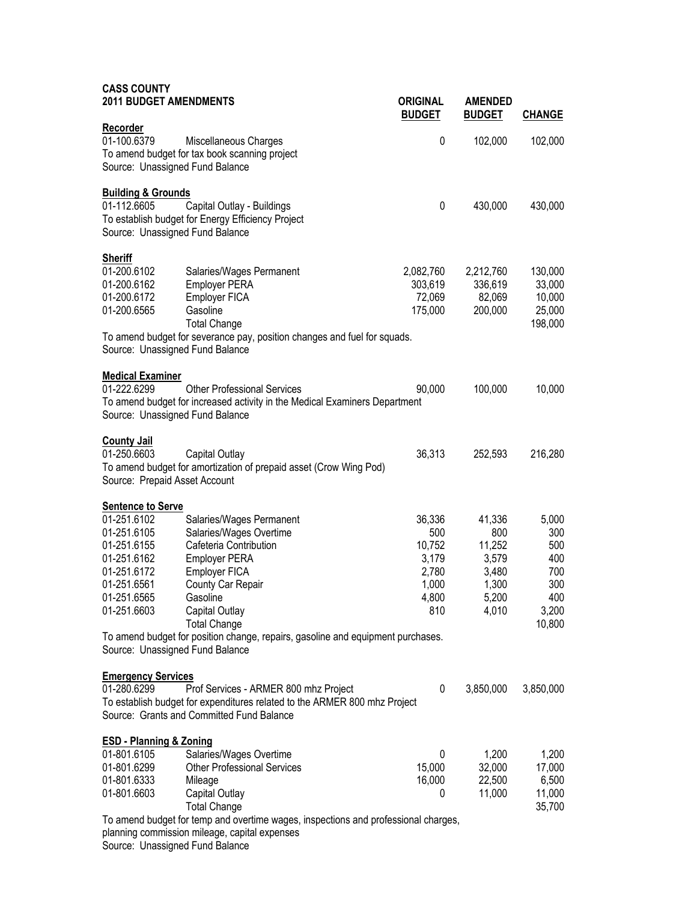**CASS COUNTY**
**2011 BUDGET AMENDMENTS**

| | | ORIGINAL BUDGET | AMENDED BUDGET | CHANGE |
|---|---|---|---|---|
| **Recorder** | | | | |
| 01-100.6379 | Miscellaneous Charges | 0 | 102,000 | 102,000 |
| To amend budget for tax book scanning project | | | | |
| Source: Unassigned Fund Balance | | | | |
| **Building & Grounds** | | | | |
| 01-112.6605 | Capital Outlay - Buildings | 0 | 430,000 | 430,000 |
| To establish budget for Energy Efficiency Project | | | | |
| Source: Unassigned Fund Balance | | | | |
| **Sheriff** | | | | |
| 01-200.6102 | Salaries/Wages Permanent | 2,082,760 | 2,212,760 | 130,000 |
| 01-200.6162 | Employer PERA | 303,619 | 336,619 | 33,000 |
| 01-200.6172 | Employer FICA | 72,069 | 82,069 | 10,000 |
| 01-200.6565 | Gasoline | 175,000 | 200,000 | 25,000 |
| | Total Change | | | 198,000 |
| To amend budget for severance pay, position changes and fuel for squads. | | | | |
| Source: Unassigned Fund Balance | | | | |
| **Medical Examiner** | | | | |
| 01-222.6299 | Other Professional Services | 90,000 | 100,000 | 10,000 |
| To amend budget for increased activity in the Medical Examiners Department | | | | |
| Source: Unassigned Fund Balance | | | | |
| **County Jail** | | | | |
| 01-250.6603 | Capital Outlay | 36,313 | 252,593 | 216,280 |
| To amend budget for amortization of prepaid asset (Crow Wing Pod) | | | | |
| Source: Prepaid Asset Account | | | | |
| **Sentence to Serve** | | | | |
| 01-251.6102 | Salaries/Wages Permanent | 36,336 | 41,336 | 5,000 |
| 01-251.6105 | Salaries/Wages Overtime | 500 | 800 | 300 |
| 01-251.6155 | Cafeteria Contribution | 10,752 | 11,252 | 500 |
| 01-251.6162 | Employer PERA | 3,179 | 3,579 | 400 |
| 01-251.6172 | Employer FICA | 2,780 | 3,480 | 700 |
| 01-251.6561 | County Car Repair | 1,000 | 1,300 | 300 |
| 01-251.6565 | Gasoline | 4,800 | 5,200 | 400 |
| 01-251.6603 | Capital Outlay | 810 | 4,010 | 3,200 |
| | Total Change | | | 10,800 |
| To amend budget for position change, repairs, gasoline and equipment purchases. | | | | |
| Source: Unassigned Fund Balance | | | | |
| **Emergency Services** | | | | |
| 01-280.6299 | Prof Services - ARMER 800 mhz Project | 0 | 3,850,000 | 3,850,000 |
| To establish budget for expenditures related to the ARMER 800 mhz Project | | | | |
| Source: Grants and Committed Fund Balance | | | | |
| **ESD - Planning & Zoning** | | | | |
| 01-801.6105 | Salaries/Wages Overtime | 0 | 1,200 | 1,200 |
| 01-801.6299 | Other Professional Services | 15,000 | 32,000 | 17,000 |
| 01-801.6333 | Mileage | 16,000 | 22,500 | 6,500 |
| 01-801.6603 | Capital Outlay | 0 | 11,000 | 11,000 |
| | Total Change | | | 35,700 |
| To amend budget for temp and overtime wages, inspections and professional charges, planning commission mileage, capital expenses | | | | |
| Source: Unassigned Fund Balance | | | | |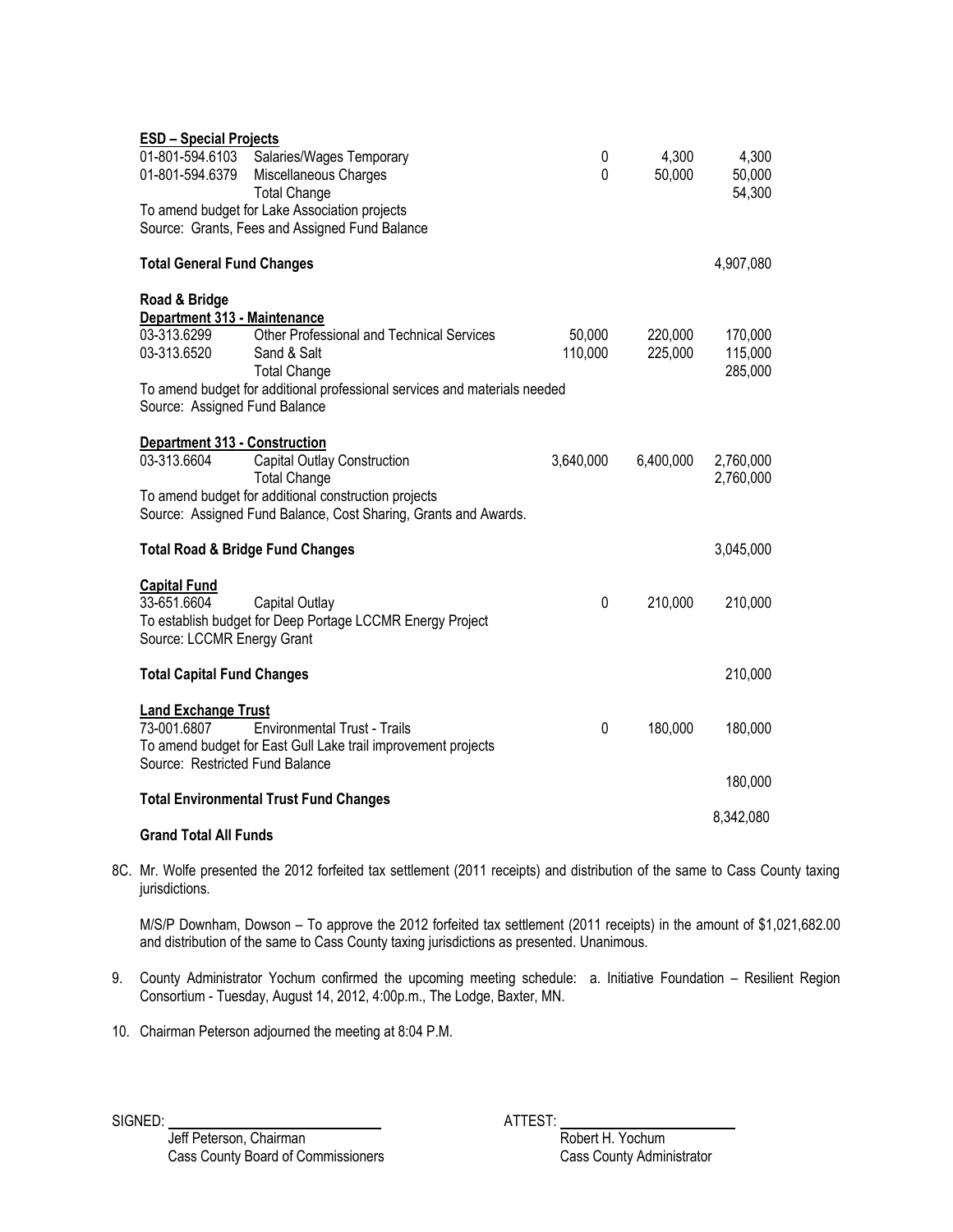| | | | | |
|---|---|---|---|---|
| **ESD – Special Projects** | | | | |
| 01-801-594.6103 | Salaries/Wages Temporary | 0 | 4,300 | 4,300 |
| 01-801-594.6379 | Miscellaneous Charges | 0 | 50,000 | 50,000 |
| | Total Change | | | 54,300 |
| To amend budget for Lake Association projects | | | | |
| Source: Grants, Fees and Assigned Fund Balance | | | | |
| **Total General Fund Changes** | | | | 4,907,080 |
| **Road & Bridge** | | | | |
| **Department 313 - Maintenance** | | | | |
| 03-313.6299 | Other Professional and Technical Services | 50,000 | 220,000 | 170,000 |
| 03-313.6520 | Sand & Salt | 110,000 | 225,000 | 115,000 |
| | Total Change | | | 285,000 |
| To amend budget for additional professional services and materials needed | | | | |
| Source: Assigned Fund Balance | | | | |
| **Department 313 - Construction** | | | | |
| 03-313.6604 | Capital Outlay Construction | 3,640,000 | 6,400,000 | 2,760,000 |
| | Total Change | | | 2,760,000 |
| To amend budget for additional construction projects | | | | |
| Source: Assigned Fund Balance, Cost Sharing, Grants and Awards. | | | | |
| **Total Road & Bridge Fund Changes** | | | | 3,045,000 |
| **Capital Fund** | | | | |
| 33-651.6604 | Capital Outlay | 0 | 210,000 | 210,000 |
| To establish budget for Deep Portage LCCMR Energy Project | | | | |
| Source: LCCMR Energy Grant | | | | |
| **Total Capital Fund Changes** | | | | 210,000 |
| **Land Exchange Trust** | | | | |
| 73-001.6807 | Environmental Trust - Trails | 0 | 180,000 | 180,000 |
| To amend budget for East Gull Lake trail improvement projects | | | | |
| Source: Restricted Fund Balance | | | | |
| **Total Environmental Trust Fund Changes** | | | | 180,000 |
| **Grand Total All Funds** | | | | 8,342,080 |

8C. Mr. Wolfe presented the 2012 forfeited tax settlement (2011 receipts) and distribution of the same to Cass County taxing jurisdictions.

M/S/P Downham, Dowson – To approve the 2012 forfeited tax settlement (2011 receipts) in the amount of $1,021,682.00 and distribution of the same to Cass County taxing jurisdictions as presented. Unanimous.

9. County Administrator Yochum confirmed the upcoming meeting schedule: a. Initiative Foundation – Resilient Region Consortium - Tuesday, August 14, 2012, 4:00p.m., The Lodge, Baxter, MN.

10. Chairman Peterson adjourned the meeting at 8:04 P.M.

SIGNED: ______________________________

Jeff Peterson, Chairman
Cass County Board of Commissioners

ATTEST: ______________________________

Robert H. Yochum
Cass County Administrator